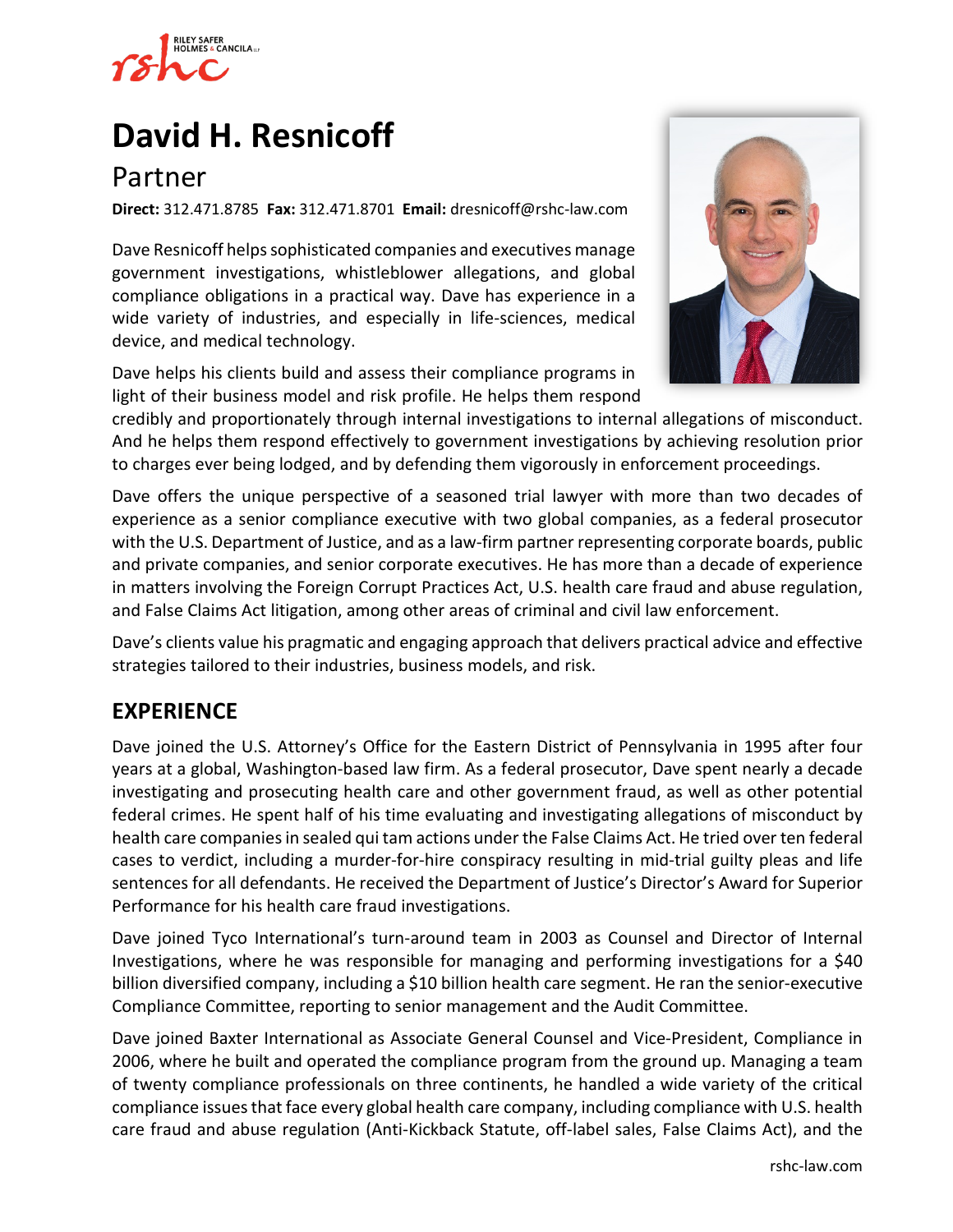# David H. Resnicoff

## Partner

**Direct:** 312.471.8785 **Fax:** 312.471.8701 **Email:** dresnicoff@rshc-law.com

Dave Resnicoff helps sophisticated companies and executives manage government investigations, whistleblower allegations, and global compliance obligations in a practical way. Dave has experience in a wide variety of industries, and especially in life-sciences, medical device, and medical technology.

Dave helps his clients build and assess their compliance programs in light of their business model and risk profile. He helps them respond credibly and proportionately through internal investigations to internal allegations of misconduct. And he helps them respond effectively to government investigations by achieving resolution prior to charges ever being lodged, and by defending them vigorously in enforcement proceedings.

Dave offers the unique perspective of a seasoned trial lawyer with more than two decades of experience as a senior compliance executive with two global companies, as a federal prosecutor with the U.S. Department of Justice, and as a law-firm partner representing corporate boards, public and private companies, and senior corporate executives. He has more than a decade of experience in matters involving the Foreign Corrupt Practices Act, U.S. health care fraud and abuse regulation, and False Claims Act litigation, among other areas of criminal and civil law enforcement.

Dave's clients value his pragmatic and engaging approach that delivers practical advice and effective strategies tailored to their industries, business models, and risk.

## EXPERIENCE

Dave joined the U.S. Attorney's Office for the Eastern District of Pennsylvania in 1995 after four years at a global, Washington-based law firm. As a federal prosecutor, Dave spent nearly a decade investigating and prosecuting health care and other government fraud, as well as other potential federal crimes. He spent half of his time evaluating and investigating allegations of misconduct by health care companies in sealed qui tam actions under the False Claims Act. He tried over ten federal cases to verdict, including a murder-for-hire conspiracy resulting in mid-trial guilty pleas and life sentences for all defendants. He received the Department of Justice's Director's Award for Superior Performance for his health care fraud investigations.

Dave joined Tyco International's turn-around team in 2003 as Counsel and Director of Internal Investigations, where he was responsible for managing and performing investigations for a $40 billion diversified company, including a $10 billion health care segment. He ran the senior-executive Compliance Committee, reporting to senior management and the Audit Committee.

Dave joined Baxter International as Associate General Counsel and Vice-President, Compliance in 2006, where he built and operated the compliance program from the ground up. Managing a team of twenty compliance professionals on three continents, he handled a wide variety of the critical compliance issues that face every global health care company, including compliance with U.S. health care fraud and abuse regulation (Anti-Kickback Statute, off-label sales, False Claims Act), and the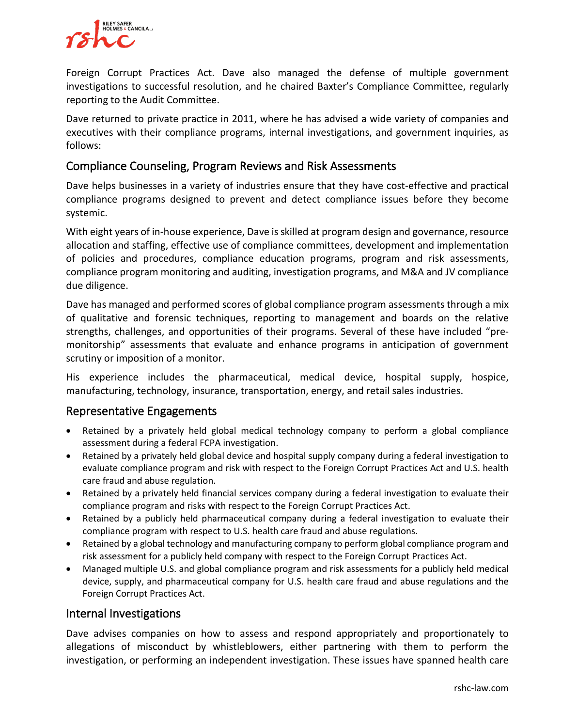Foreign Corrupt Practices Act. Dave also managed the defense of multiple government investigations to successful resolution, and he chaired Baxter's Compliance Committee, regularly reporting to the Audit Committee.

Dave returned to private practice in 2011, where he has advised a wide variety of companies and executives with their compliance programs, internal investigations, and government inquiries, as follows:

## Compliance Counseling, Program Reviews and Risk Assessments

Dave helps businesses in a variety of industries ensure that they have cost-effective and practical compliance programs designed to prevent and detect compliance issues before they become systemic.

With eight years of in-house experience, Dave is skilled at program design and governance, resource allocation and staffing, effective use of compliance committees, development and implementation of policies and procedures, compliance education programs, program and risk assessments, compliance program monitoring and auditing, investigation programs, and M&A and JV compliance due diligence.

Dave has managed and performed scores of global compliance program assessments through a mix of qualitative and forensic techniques, reporting to management and boards on the relative strengths, challenges, and opportunities of their programs. Several of these have included "pre-monitorship" assessments that evaluate and enhance programs in anticipation of government scrutiny or imposition of a monitor.

His experience includes the pharmaceutical, medical device, hospital supply, hospice, manufacturing, technology, insurance, transportation, energy, and retail sales industries.

## Representative Engagements

- Retained by a privately held global medical technology company to perform a global compliance assessment during a federal FCPA investigation.
- Retained by a privately held global device and hospital supply company during a federal investigation to evaluate compliance program and risk with respect to the Foreign Corrupt Practices Act and U.S. health care fraud and abuse regulation.
- Retained by a privately held financial services company during a federal investigation to evaluate their compliance program and risks with respect to the Foreign Corrupt Practices Act.
- Retained by a publicly held pharmaceutical company during a federal investigation to evaluate their compliance program with respect to U.S. health care fraud and abuse regulations.
- Retained by a global technology and manufacturing company to perform global compliance program and risk assessment for a publicly held company with respect to the Foreign Corrupt Practices Act.
- Managed multiple U.S. and global compliance program and risk assessments for a publicly held medical device, supply, and pharmaceutical company for U.S. health care fraud and abuse regulations and the Foreign Corrupt Practices Act.

## Internal Investigations

Dave advises companies on how to assess and respond appropriately and proportionately to allegations of misconduct by whistleblowers, either partnering with them to perform the investigation, or performing an independent investigation. These issues have spanned health care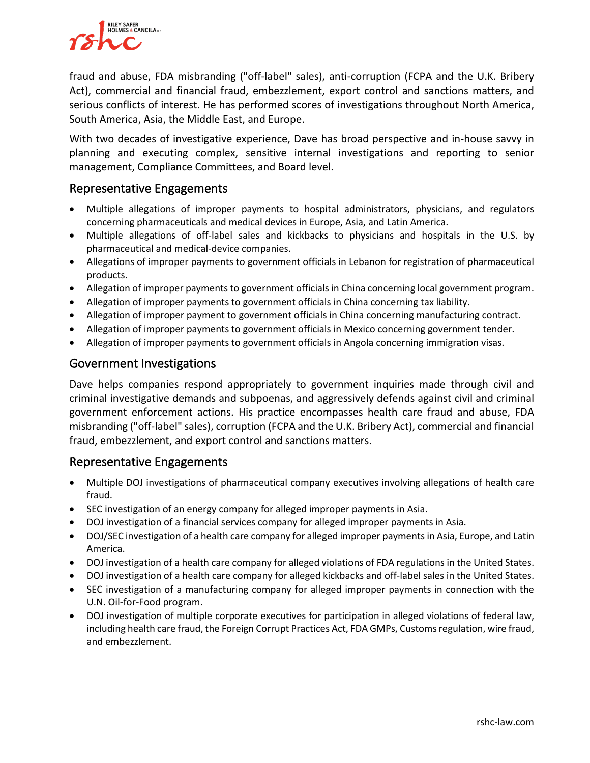fraud and abuse, FDA misbranding ("off-label" sales), anti-corruption (FCPA and the U.K. Bribery Act), commercial and financial fraud, embezzlement, export control and sanctions matters, and serious conflicts of interest. He has performed scores of investigations throughout North America, South America, Asia, the Middle East, and Europe.

With two decades of investigative experience, Dave has broad perspective and in-house savvy in planning and executing complex, sensitive internal investigations and reporting to senior management, Compliance Committees, and Board level.

## Representative Engagements

- Multiple allegations of improper payments to hospital administrators, physicians, and regulators concerning pharmaceuticals and medical devices in Europe, Asia, and Latin America.
- Multiple allegations of off-label sales and kickbacks to physicians and hospitals in the U.S. by pharmaceutical and medical-device companies.
- Allegations of improper payments to government officials in Lebanon for registration of pharmaceutical products.
- Allegation of improper payments to government officials in China concerning local government program.
- Allegation of improper payments to government officials in China concerning tax liability.
- Allegation of improper payment to government officials in China concerning manufacturing contract.
- Allegation of improper payments to government officials in Mexico concerning government tender.
- Allegation of improper payments to government officials in Angola concerning immigration visas.

## Government Investigations

Dave helps companies respond appropriately to government inquiries made through civil and criminal investigative demands and subpoenas, and aggressively defends against civil and criminal government enforcement actions. His practice encompasses health care fraud and abuse, FDA misbranding ("off-label" sales), corruption (FCPA and the U.K. Bribery Act), commercial and financial fraud, embezzlement, and export control and sanctions matters.

## Representative Engagements

- Multiple DOJ investigations of pharmaceutical company executives involving allegations of health care fraud.
- SEC investigation of an energy company for alleged improper payments in Asia.
- DOJ investigation of a financial services company for alleged improper payments in Asia.
- DOJ/SEC investigation of a health care company for alleged improper payments in Asia, Europe, and Latin America.
- DOJ investigation of a health care company for alleged violations of FDA regulations in the United States.
- DOJ investigation of a health care company for alleged kickbacks and off-label sales in the United States.
- SEC investigation of a manufacturing company for alleged improper payments in connection with the U.N. Oil-for-Food program.
- DOJ investigation of multiple corporate executives for participation in alleged violations of federal law, including health care fraud, the Foreign Corrupt Practices Act, FDA GMPs, Customs regulation, wire fraud, and embezzlement.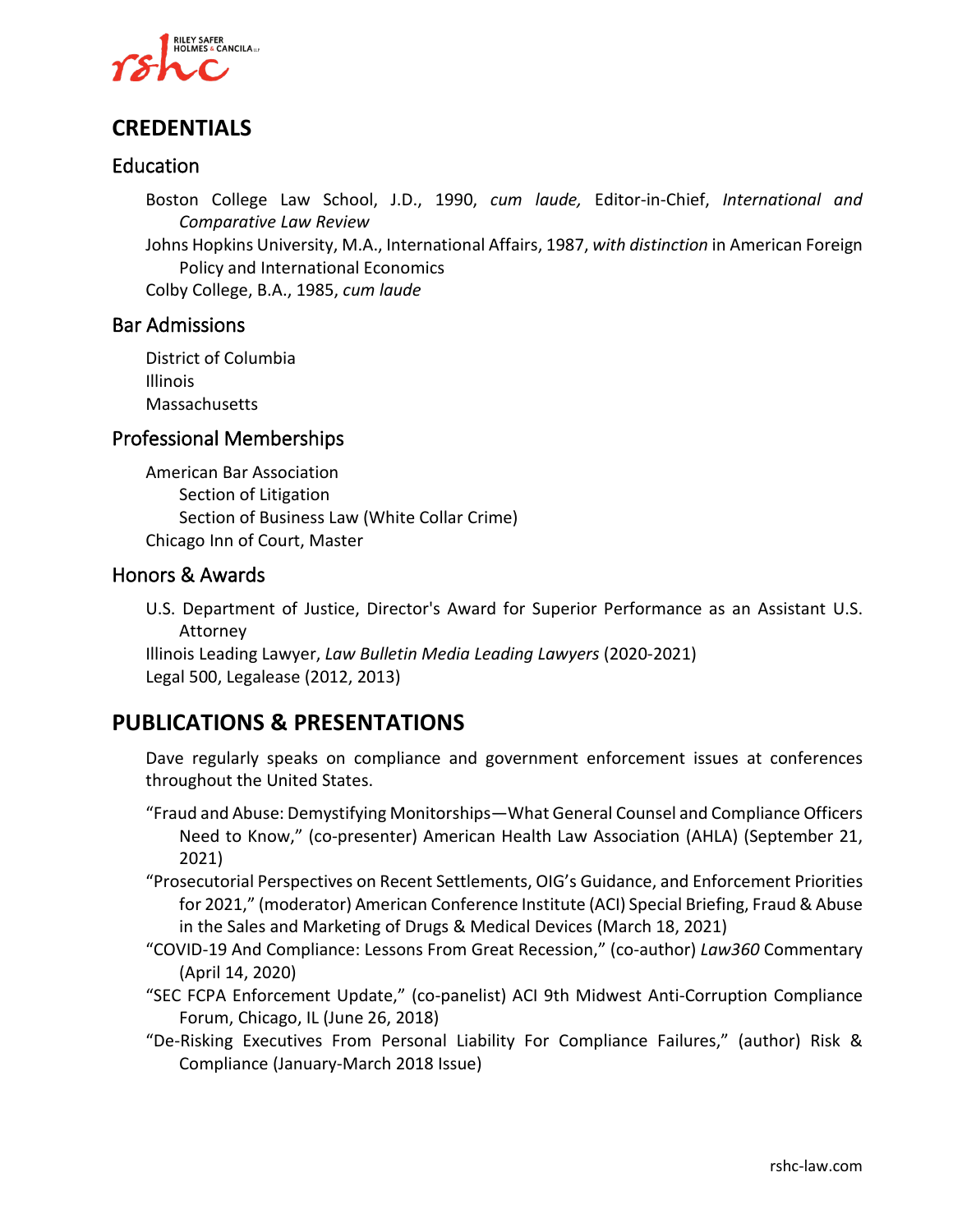## CREDENTIALS

### Education

Boston College Law School, J.D., 1990, *cum laude,* Editor-in-Chief, *International and Comparative Law Review*

Johns Hopkins University, M.A., International Affairs, 1987, *with distinction* in American Foreign Policy and International Economics

Colby College, B.A., 1985, *cum laude*

### Bar Admissions

District of Columbia

Illinois

Massachusetts

### Professional Memberships

American Bar Association

- Section of Litigation
- Section of Business Law (White Collar Crime)

Chicago Inn of Court, Master

### Honors & Awards

U.S. Department of Justice, Director's Award for Superior Performance as an Assistant U.S. Attorney

Illinois Leading Lawyer, *Law Bulletin Media Leading Lawyers* (2020-2021)

Legal 500, Legalease (2012, 2013)

## PUBLICATIONS & PRESENTATIONS

Dave regularly speaks on compliance and government enforcement issues at conferences throughout the United States.

"Fraud and Abuse: Demystifying Monitorships—What General Counsel and Compliance Officers Need to Know," (co-presenter) American Health Law Association (AHLA) (September 21, 2021)

"Prosecutorial Perspectives on Recent Settlements, OIG's Guidance, and Enforcement Priorities for 2021," (moderator) American Conference Institute (ACI) Special Briefing, Fraud & Abuse in the Sales and Marketing of Drugs & Medical Devices (March 18, 2021)

"COVID-19 And Compliance: Lessons From Great Recession," (co-author) *Law360* Commentary (April 14, 2020)

"SEC FCPA Enforcement Update," (co-panelist) ACI 9th Midwest Anti-Corruption Compliance Forum, Chicago, IL (June 26, 2018)

"De-Risking Executives From Personal Liability For Compliance Failures," (author) Risk & Compliance (January-March 2018 Issue)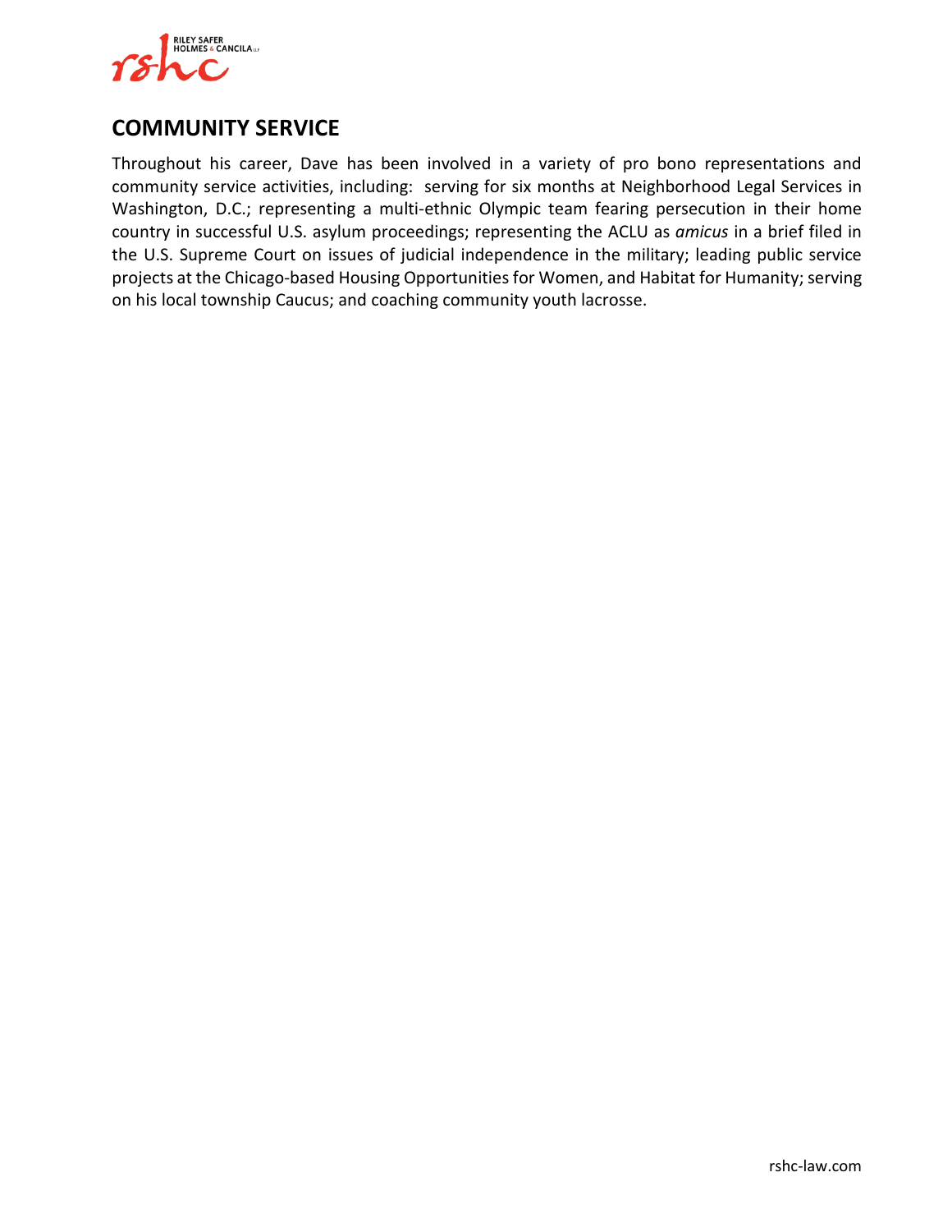## COMMUNITY SERVICE

Throughout his career, Dave has been involved in a variety of pro bono representations and community service activities, including: serving for six months at Neighborhood Legal Services in Washington, D.C.; representing a multi-ethnic Olympic team fearing persecution in their home country in successful U.S. asylum proceedings; representing the ACLU as *amicus* in a brief filed in the U.S. Supreme Court on issues of judicial independence in the military; leading public service projects at the Chicago-based Housing Opportunities for Women, and Habitat for Humanity; serving on his local township Caucus; and coaching community youth lacrosse.